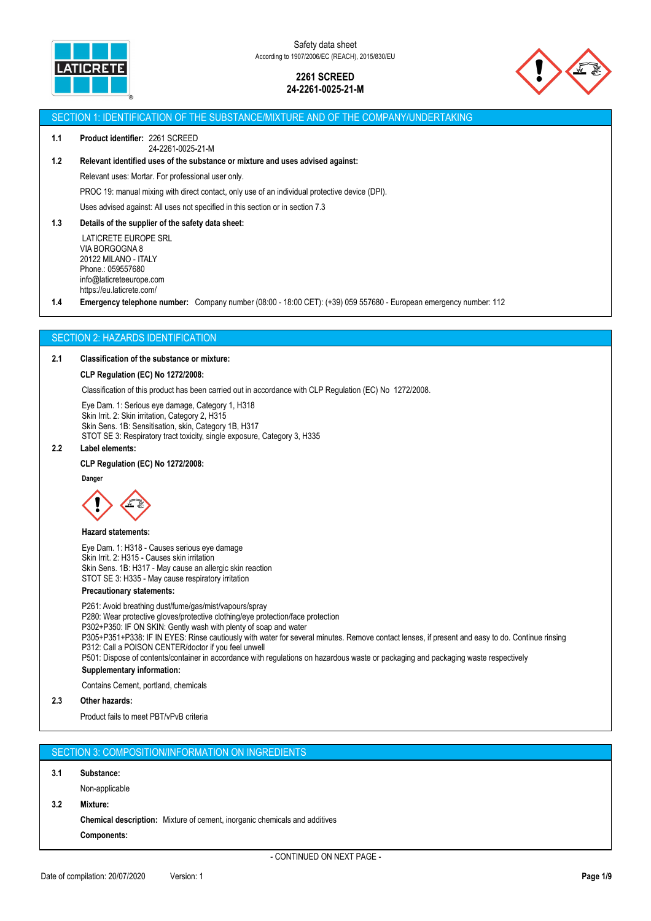Safety data sheet
According to 1907/2006/EC (REACH), 2015/830/EU

**2261 SCREED**
**24-2261-0025-21-M**

## SECTION 1: IDENTIFICATION OF THE SUBSTANCE/MIXTURE AND OF THE COMPANY/UNDERTAKING

**1.1 Product identifier:** 2261 SCREED
24-2261-0025-21-M

**1.2 Relevant identified uses of the substance or mixture and uses advised against:**

Relevant uses: Mortar. For professional user only.

PROC 19: manual mixing with direct contact, only use of an individual protective device (DPI).

Uses advised against: All uses not specified in this section or in section 7.3

**1.3 Details of the supplier of the safety data sheet:**

LATICRETE EUROPE SRL
VIA BORGOGNA 8
20122 MILANO - ITALY
Phone.: 059557680
info@laticreteeurope.com
https://eu.laticrete.com/

**1.4 Emergency telephone number:** Company number (08:00 - 18:00 CET): (+39) 059 557680 - European emergency number: 112

## SECTION 2: HAZARDS IDENTIFICATION

**2.1 Classification of the substance or mixture:**

**CLP Regulation (EC) No 1272/2008:**

Classification of this product has been carried out in accordance with CLP Regulation (EC) No 1272/2008.

Eye Dam. 1: Serious eye damage, Category 1, H318
Skin Irrit. 2: Skin irritation, Category 2, H315
Skin Sens. 1B: Sensitisation, skin, Category 1B, H317
STOT SE 3: Respiratory tract toxicity, single exposure, Category 3, H335

**2.2 Label elements:**

**CLP Regulation (EC) No 1272/2008:**

**Danger**

**Hazard statements:**

Eye Dam. 1: H318 - Causes serious eye damage
Skin Irrit. 2: H315 - Causes skin irritation
Skin Sens. 1B: H317 - May cause an allergic skin reaction
STOT SE 3: H335 - May cause respiratory irritation

**Precautionary statements:**

P261: Avoid breathing dust/fume/gas/mist/vapours/spray
P280: Wear protective gloves/protective clothing/eye protection/face protection
P302+P350: IF ON SKIN: Gently wash with plenty of soap and water
P305+P351+P338: IF IN EYES: Rinse cautiously with water for several minutes. Remove contact lenses, if present and easy to do. Continue rinsing
P312: Call a POISON CENTER/doctor if you feel unwell
P501: Dispose of contents/container in accordance with regulations on hazardous waste or packaging and packaging waste respectively

**Supplementary information:**

Contains Cement, portland, chemicals

**2.3 Other hazards:**

Product fails to meet PBT/vPvB criteria

## SECTION 3: COMPOSITION/INFORMATION ON INGREDIENTS

**3.1 Substance:**

Non-applicable

**3.2 Mixture:**

**Chemical description:** Mixture of cement, inorganic chemicals and additives

**Components:**

- CONTINUED ON NEXT PAGE -

Date of compilation: 20/07/2020 Version: 1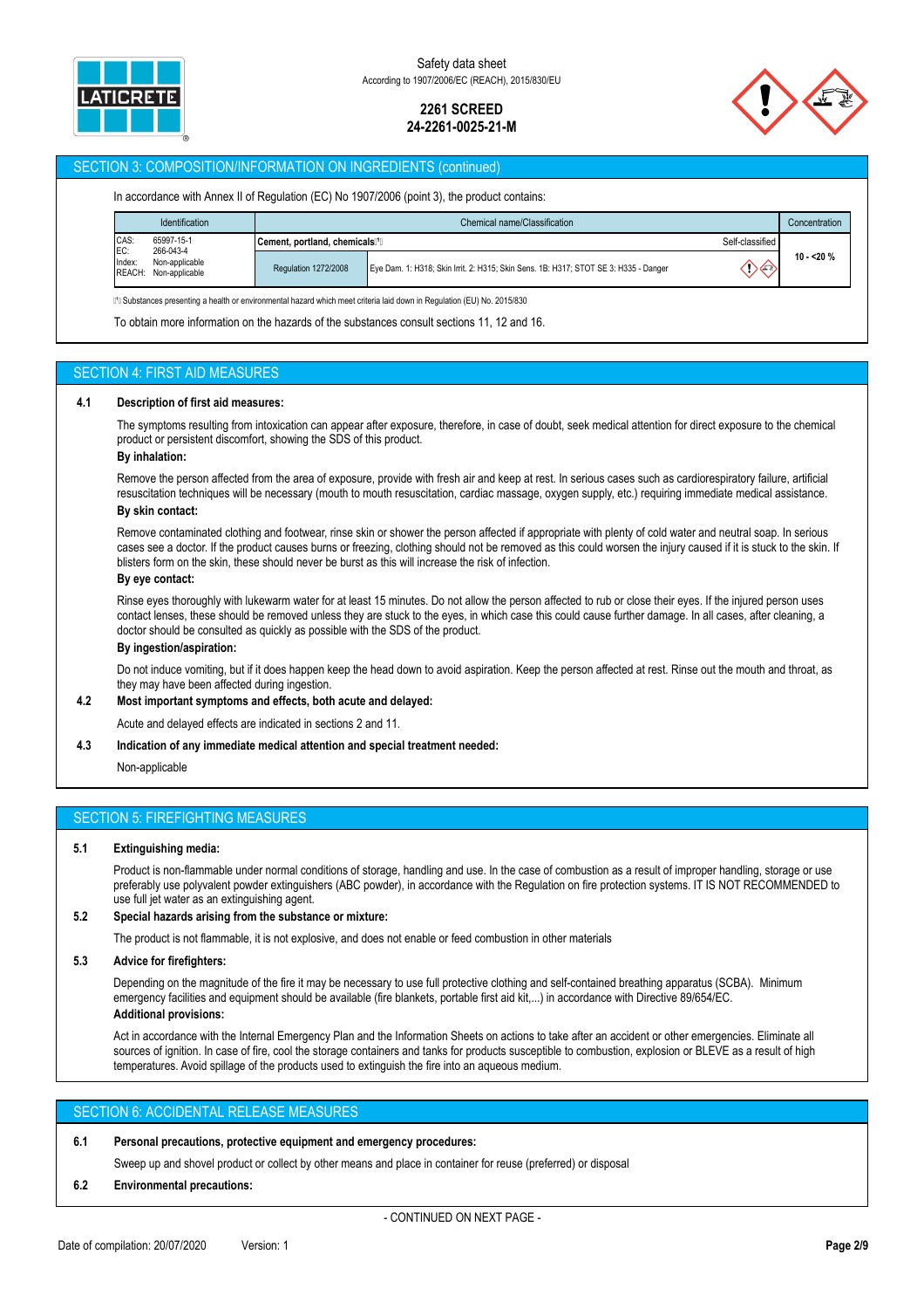## SECTION 3: COMPOSITION/INFORMATION ON INGREDIENTS (continued)

In accordance with Annex II of Regulation (EC) No 1907/2006 (point 3), the product contains:

| Identification | Chemical name/Classification | | | Concentration |
|---|---|---|---|---|
| CAS: 65997-15-1<br>EC: 266-043-4<br>Index: Non-applicable<br>REACH: Non-applicable | **Cement, portland, chemicals**⁽¹⁾ | | Self-classified | 10 - <20 % |
| | Regulation 1272/2008 | Eye Dam. 1: H318; Skin Irrit. 2: H315; Skin Sens. 1B: H317; STOT SE 3: H335 - Danger | | |

⁽¹⁾ Substances presenting a health or environmental hazard which meet criteria laid down in Regulation (EU) No. 2015/830

To obtain more information on the hazards of the substances consult sections 11, 12 and 16.

## SECTION 4: FIRST AID MEASURES

**4.1 Description of first aid measures:**

The symptoms resulting from intoxication can appear after exposure, therefore, in case of doubt, seek medical attention for direct exposure to the chemical product or persistent discomfort, showing the SDS of this product.

**By inhalation:**

Remove the person affected from the area of exposure, provide with fresh air and keep at rest. In serious cases such as cardiorespiratory failure, artificial resuscitation techniques will be necessary (mouth to mouth resuscitation, cardiac massage, oxygen supply, etc.) requiring immediate medical assistance.

**By skin contact:**

Remove contaminated clothing and footwear, rinse skin or shower the person affected if appropriate with plenty of cold water and neutral soap. In serious cases see a doctor. If the product causes burns or freezing, clothing should not be removed as this could worsen the injury caused if it is stuck to the skin. If blisters form on the skin, these should never be burst as this will increase the risk of infection.

**By eye contact:**

Rinse eyes thoroughly with lukewarm water for at least 15 minutes. Do not allow the person affected to rub or close their eyes. If the injured person uses contact lenses, these should be removed unless they are stuck to the eyes, in which case this could cause further damage. In all cases, after cleaning, a doctor should be consulted as quickly as possible with the SDS of the product.

**By ingestion/aspiration:**

Do not induce vomiting, but if it does happen keep the head down to avoid aspiration. Keep the person affected at rest. Rinse out the mouth and throat, as they may have been affected during ingestion.

**4.2 Most important symptoms and effects, both acute and delayed:**

Acute and delayed effects are indicated in sections 2 and 11.

**4.3 Indication of any immediate medical attention and special treatment needed:**

Non-applicable

## SECTION 5: FIREFIGHTING MEASURES

**5.1 Extinguishing media:**

Product is non-flammable under normal conditions of storage, handling and use. In the case of combustion as a result of improper handling, storage or use preferably use polyvalent powder extinguishers (ABC powder), in accordance with the Regulation on fire protection systems. IT IS NOT RECOMMENDED to use full jet water as an extinguishing agent.

**5.2 Special hazards arising from the substance or mixture:**

The product is not flammable, it is not explosive, and does not enable or feed combustion in other materials

**5.3 Advice for firefighters:**

Depending on the magnitude of the fire it may be necessary to use full protective clothing and self-contained breathing apparatus (SCBA). Minimum emergency facilities and equipment should be available (fire blankets, portable first aid kit,...) in accordance with Directive 89/654/EC.

**Additional provisions:**

Act in accordance with the Internal Emergency Plan and the Information Sheets on actions to take after an accident or other emergencies. Eliminate all sources of ignition. In case of fire, cool the storage containers and tanks for products susceptible to combustion, explosion or BLEVE as a result of high temperatures. Avoid spillage of the products used to extinguish the fire into an aqueous medium.

## SECTION 6: ACCIDENTAL RELEASE MEASURES

**6.1 Personal precautions, protective equipment and emergency procedures:**

Sweep up and shovel product or collect by other means and place in container for reuse (preferred) or disposal

**6.2 Environmental precautions:**

- CONTINUED ON NEXT PAGE -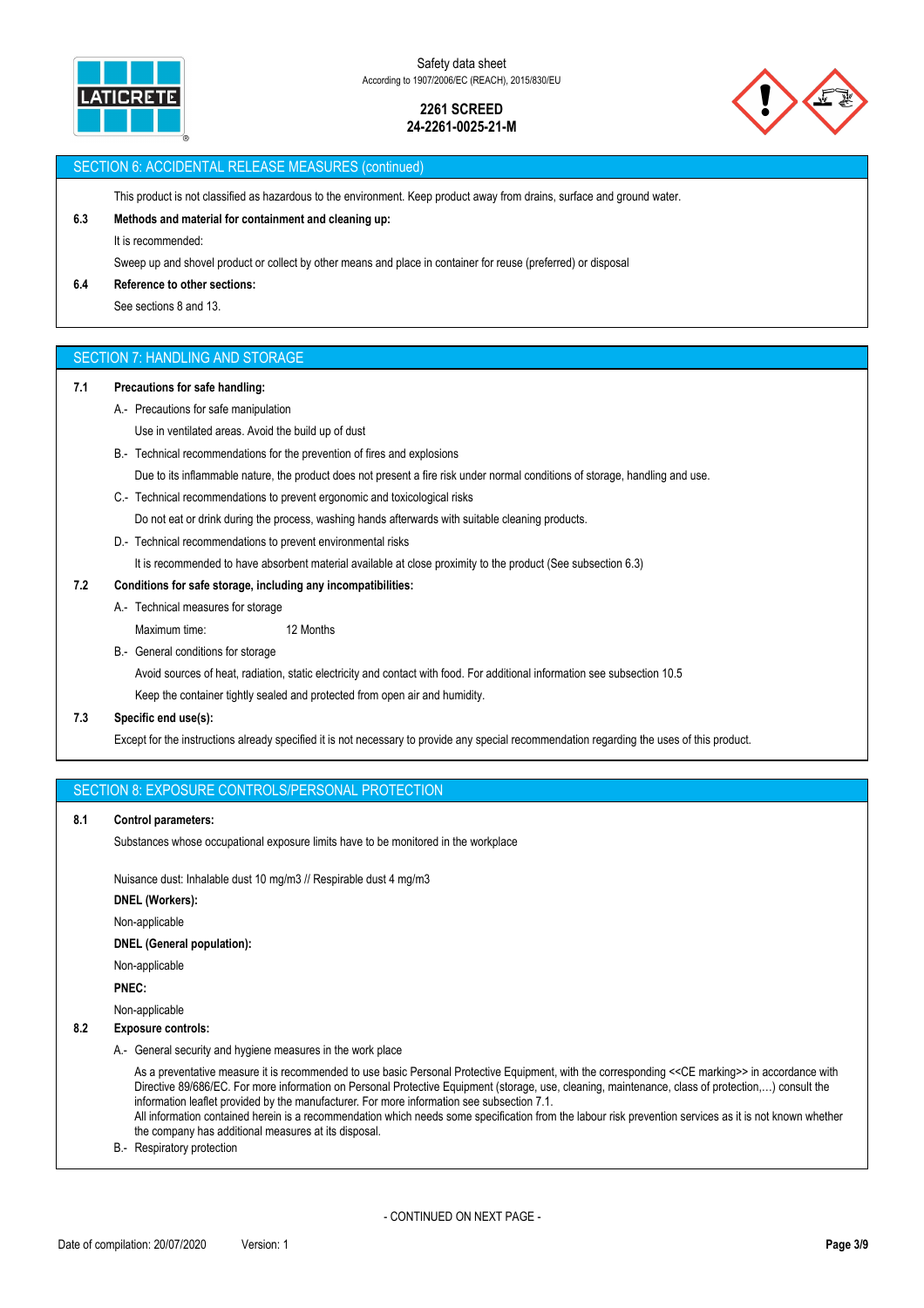## SECTION 6: ACCIDENTAL RELEASE MEASURES (continued)

This product is not classified as hazardous to the environment. Keep product away from drains, surface and ground water.

**6.3 Methods and material for containment and cleaning up:**

It is recommended:

Sweep up and shovel product or collect by other means and place in container for reuse (preferred) or disposal

**6.4 Reference to other sections:**

See sections 8 and 13.

## SECTION 7: HANDLING AND STORAGE

**7.1 Precautions for safe handling:**

A.- Precautions for safe manipulation

Use in ventilated areas. Avoid the build up of dust

B.- Technical recommendations for the prevention of fires and explosions

Due to its inflammable nature, the product does not present a fire risk under normal conditions of storage, handling and use.

C.- Technical recommendations to prevent ergonomic and toxicological risks

Do not eat or drink during the process, washing hands afterwards with suitable cleaning products.

D.- Technical recommendations to prevent environmental risks

It is recommended to have absorbent material available at close proximity to the product (See subsection 6.3)

**7.2 Conditions for safe storage, including any incompatibilities:**

A.- Technical measures for storage

Maximum time: 12 Months

B.- General conditions for storage

Avoid sources of heat, radiation, static electricity and contact with food. For additional information see subsection 10.5

Keep the container tightly sealed and protected from open air and humidity.

**7.3 Specific end use(s):**

Except for the instructions already specified it is not necessary to provide any special recommendation regarding the uses of this product.

## SECTION 8: EXPOSURE CONTROLS/PERSONAL PROTECTION

**8.1 Control parameters:**

Substances whose occupational exposure limits have to be monitored in the workplace

Nuisance dust: Inhalable dust 10 mg/m3 // Respirable dust 4 mg/m3

**DNEL (Workers):**

Non-applicable

**DNEL (General population):**

Non-applicable

**PNEC:**

Non-applicable

**8.2 Exposure controls:**

A.- General security and hygiene measures in the work place

As a preventative measure it is recommended to use basic Personal Protective Equipment, with the corresponding <<CE marking>> in accordance with Directive 89/686/EC. For more information on Personal Protective Equipment (storage, use, cleaning, maintenance, class of protection,…) consult the information leaflet provided by the manufacturer. For more information see subsection 7.1.
All information contained herein is a recommendation which needs some specification from the labour risk prevention services as it is not known whether the company has additional measures at its disposal.

B.- Respiratory protection

- CONTINUED ON NEXT PAGE -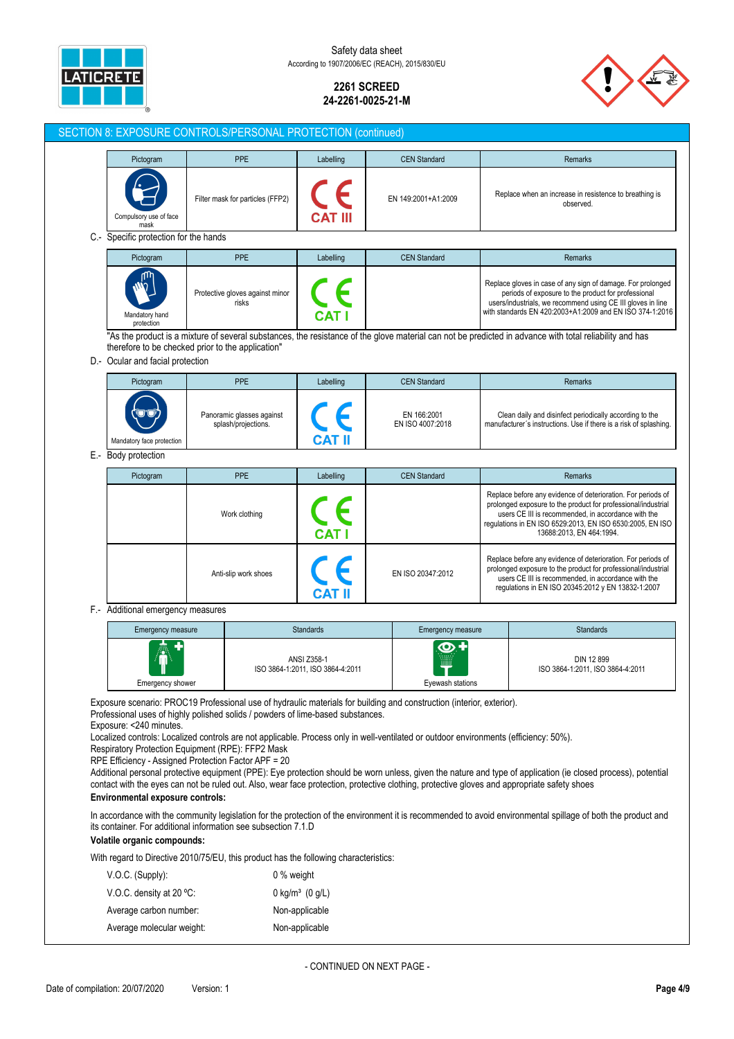## SECTION 8: EXPOSURE CONTROLS/PERSONAL PROTECTION (continued)

| Pictogram | PPE | Labelling | CEN Standard | Remarks |
|---|---|---|---|---|
| Compulsory use of face mask | Filter mask for particles (FFP2) | CE CAT III | EN 149:2001+A1:2009 | Replace when an increase in resistence to breathing is observed. |

C.- Specific protection for the hands

| Pictogram | PPE | Labelling | CEN Standard | Remarks |
|---|---|---|---|---|
| Mandatory hand protection | Protective gloves against minor risks | CE CAT I | | Replace gloves in case of any sign of damage. For prolonged periods of exposure to the product for professional users/industrials, we recommend using CE III gloves in line with standards EN 420:2003+A1:2009 and EN ISO 374-1:2016 |

"As the product is a mixture of several substances, the resistance of the glove material can not be predicted in advance with total reliability and has therefore to be checked prior to the application"

D.- Ocular and facial protection

| Pictogram | PPE | Labelling | CEN Standard | Remarks |
|---|---|---|---|---|
| Mandatory face protection | Panoramic glasses against splash/projections. | CE CAT II | EN 166:2001<br>EN ISO 4007:2018 | Clean daily and disinfect periodically according to the manufacturer´s instructions. Use if there is a risk of splashing. |

E.- Body protection

| Pictogram | PPE | Labelling | CEN Standard | Remarks |
|---|---|---|---|---|
| | Work clothing | CE CAT I | | Replace before any evidence of deterioration. For periods of prolonged exposure to the product for professional/industrial users CE III is recommended, in accordance with the regulations in EN ISO 6529:2013, EN ISO 6530:2005, EN ISO 13688:2013, EN 464:1994. |
| | Anti-slip work shoes | CE CAT II | EN ISO 20347:2012 | Replace before any evidence of deterioration. For periods of prolonged exposure to the product for professional/industrial users CE III is recommended, in accordance with the regulations in EN ISO 20345:2012 y EN 13832-1:2007 |

F.- Additional emergency measures

| Emergency measure | Standards | Emergency measure | Standards |
|---|---|---|---|
| Emergency shower | ANSI Z358-1<br>ISO 3864-1:2011, ISO 3864-4:2011 | Eyewash stations | DIN 12 899<br>ISO 3864-1:2011, ISO 3864-4:2011 |

Exposure scenario: PROC19 Professional use of hydraulic materials for building and construction (interior, exterior).
Professional uses of highly polished solids / powders of lime-based substances.
Exposure: <240 minutes.
Localized controls: Localized controls are not applicable. Process only in well-ventilated or outdoor environments (efficiency: 50%).
Respiratory Protection Equipment (RPE): FFP2 Mask
RPE Efficiency - Assigned Protection Factor APF = 20
Additional personal protective equipment (PPE): Eye protection should be worn unless, given the nature and type of application (ie closed process), potential contact with the eyes can not be ruled out. Also, wear face protection, protective clothing, protective gloves and appropriate safety shoes

**Environmental exposure controls:**

In accordance with the community legislation for the protection of the environment it is recommended to avoid environmental spillage of both the product and its container. For additional information see subsection 7.1.D

**Volatile organic compounds:**

With regard to Directive 2010/75/EU, this product has the following characteristics:

| | |
|---|---|
| V.O.C. (Supply): | 0 % weight |
| V.O.C. density at 20 ºC: | 0 kg/m³ (0 g/L) |
| Average carbon number: | Non-applicable |
| Average molecular weight: | Non-applicable |

- CONTINUED ON NEXT PAGE -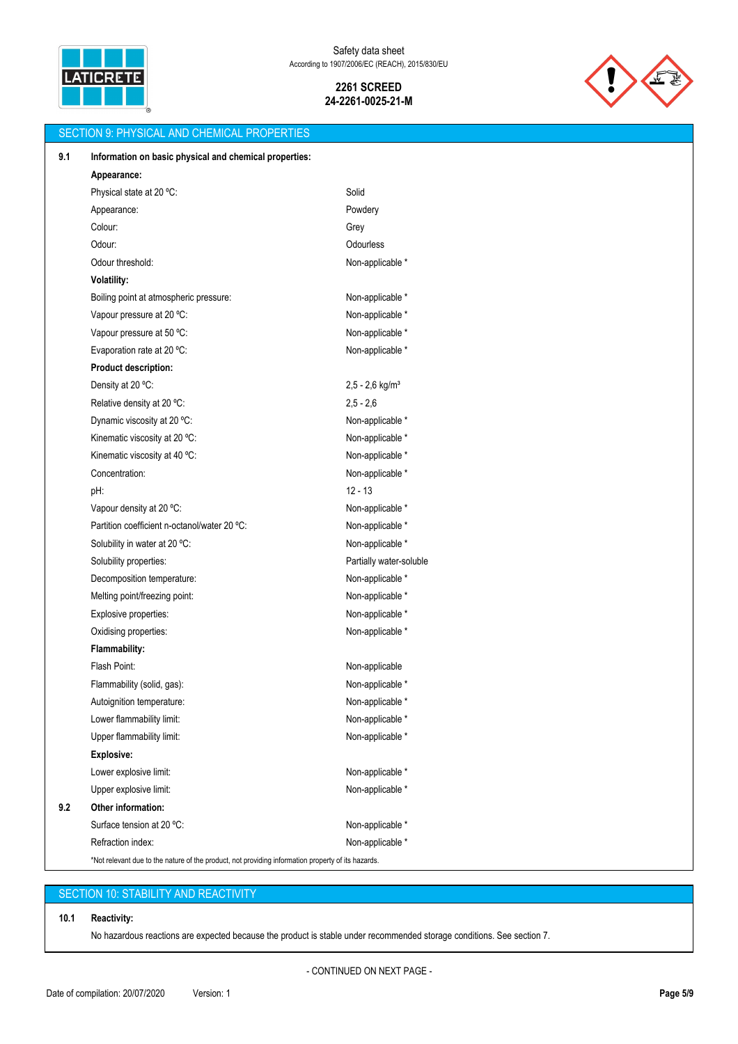## SECTION 9: PHYSICAL AND CHEMICAL PROPERTIES

**9.1 Information on basic physical and chemical properties:**

| | |
|---|---|
| **Appearance:** | |
| Physical state at 20 ºC: | Solid |
| Appearance: | Powdery |
| Colour: | Grey |
| Odour: | Odourless |
| Odour threshold: | Non-applicable * |
| **Volatility:** | |
| Boiling point at atmospheric pressure: | Non-applicable * |
| Vapour pressure at 20 ºC: | Non-applicable * |
| Vapour pressure at 50 ºC: | Non-applicable * |
| Evaporation rate at 20 ºC: | Non-applicable * |
| **Product description:** | |
| Density at 20 ºC: | 2,5 - 2,6 kg/m³ |
| Relative density at 20 ºC: | 2,5 - 2,6 |
| Dynamic viscosity at 20 ºC: | Non-applicable * |
| Kinematic viscosity at 20 ºC: | Non-applicable * |
| Kinematic viscosity at 40 ºC: | Non-applicable * |
| Concentration: | Non-applicable * |
| pH: | 12 - 13 |
| Vapour density at 20 ºC: | Non-applicable * |
| Partition coefficient n-octanol/water 20 ºC: | Non-applicable * |
| Solubility in water at 20 ºC: | Non-applicable * |
| Solubility properties: | Partially water-soluble |
| Decomposition temperature: | Non-applicable * |
| Melting point/freezing point: | Non-applicable * |
| Explosive properties: | Non-applicable * |
| Oxidising properties: | Non-applicable * |
| **Flammability:** | |
| Flash Point: | Non-applicable |
| Flammability (solid, gas): | Non-applicable * |
| Autoignition temperature: | Non-applicable * |
| Lower flammability limit: | Non-applicable * |
| Upper flammability limit: | Non-applicable * |
| **Explosive:** | |
| Lower explosive limit: | Non-applicable * |
| Upper explosive limit: | Non-applicable * |

**9.2 Other information:**

| | |
|---|---|
| Surface tension at 20 ºC: | Non-applicable * |
| Refraction index: | Non-applicable * |

*Not relevant due to the nature of the product, not providing information property of its hazards.

## SECTION 10: STABILITY AND REACTIVITY

**10.1 Reactivity:**

No hazardous reactions are expected because the product is stable under recommended storage conditions. See section 7.

- CONTINUED ON NEXT PAGE -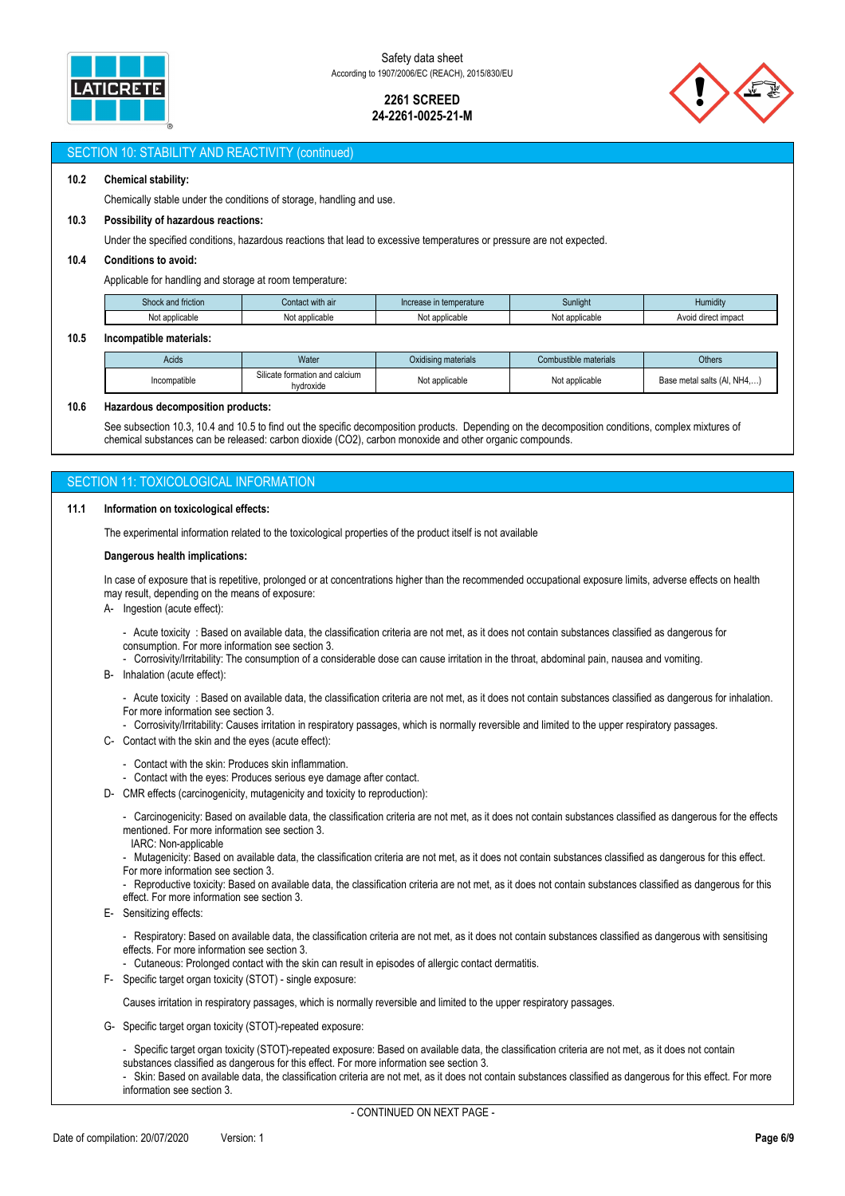## SECTION 10: STABILITY AND REACTIVITY (continued)

**10.2 Chemical stability:**

Chemically stable under the conditions of storage, handling and use.

**10.3 Possibility of hazardous reactions:**

Under the specified conditions, hazardous reactions that lead to excessive temperatures or pressure are not expected.

**10.4 Conditions to avoid:**

Applicable for handling and storage at room temperature:

| Shock and friction | Contact with air | Increase in temperature | Sunlight | Humidity |
|---|---|---|---|---|
| Not applicable | Not applicable | Not applicable | Not applicable | Avoid direct impact |

**10.5 Incompatible materials:**

| Acids | Water | Oxidising materials | Combustible materials | Others |
|---|---|---|---|---|
| Incompatible | Silicate formation and calcium hydroxide | Not applicable | Not applicable | Base metal salts (Al, NH4,...) |

**10.6 Hazardous decomposition products:**

See subsection 10.3, 10.4 and 10.5 to find out the specific decomposition products. Depending on the decomposition conditions, complex mixtures of chemical substances can be released: carbon dioxide ($CO_2$), carbon monoxide and other organic compounds.

## SECTION 11: TOXICOLOGICAL INFORMATION

**11.1 Information on toxicological effects:**

The experimental information related to the toxicological properties of the product itself is not available

**Dangerous health implications:**

In case of exposure that is repetitive, prolonged or at concentrations higher than the recommended occupational exposure limits, adverse effects on health may result, depending on the means of exposure:

A- Ingestion (acute effect):

- Acute toxicity : Based on available data, the classification criteria are not met, as it does not contain substances classified as dangerous for consumption. For more information see section 3.
- Corrosivity/Irritability: The consumption of a considerable dose can cause irritation in the throat, abdominal pain, nausea and vomiting.

B- Inhalation (acute effect):

- Acute toxicity : Based on available data, the classification criteria are not met, as it does not contain substances classified as dangerous for inhalation. For more information see section 3.
- Corrosivity/Irritability: Causes irritation in respiratory passages, which is normally reversible and limited to the upper respiratory passages.

C- Contact with the skin and the eyes (acute effect):

- Contact with the skin: Produces skin inflammation.
- Contact with the eyes: Produces serious eye damage after contact.

D- CMR effects (carcinogenicity, mutagenicity and toxicity to reproduction):

- Carcinogenicity: Based on available data, the classification criteria are not met, as it does not contain substances classified as dangerous for the effects mentioned. For more information see section 3.
  IARC: Non-applicable
- Mutagenicity: Based on available data, the classification criteria are not met, as it does not contain substances classified as dangerous for this effect. For more information see section 3.
- Reproductive toxicity: Based on available data, the classification criteria are not met, as it does not contain substances classified as dangerous for this effect. For more information see section 3.

E- Sensitizing effects:

- Respiratory: Based on available data, the classification criteria are not met, as it does not contain substances classified as dangerous with sensitising effects. For more information see section 3.
- Cutaneous: Prolonged contact with the skin can result in episodes of allergic contact dermatitis.

F- Specific target organ toxicity (STOT) - single exposure:

Causes irritation in respiratory passages, which is normally reversible and limited to the upper respiratory passages.

G- Specific target organ toxicity (STOT)-repeated exposure:

- Specific target organ toxicity (STOT)-repeated exposure: Based on available data, the classification criteria are not met, as it does not contain substances classified as dangerous for this effect. For more information see section 3.
- Skin: Based on available data, the classification criteria are not met, as it does not contain substances classified as dangerous for this effect. For more information see section 3.

- CONTINUED ON NEXT PAGE -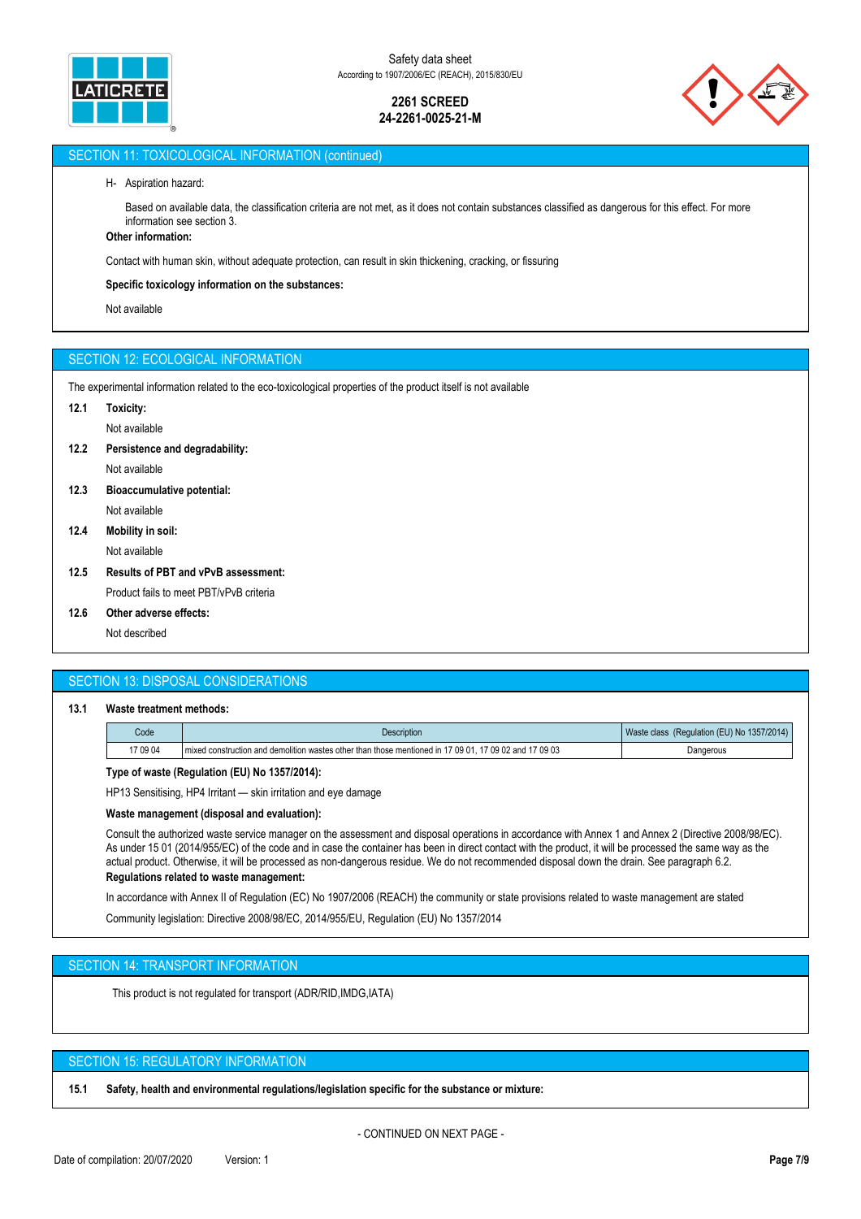## SECTION 11: TOXICOLOGICAL INFORMATION (continued)

H- Aspiration hazard:

Based on available data, the classification criteria are not met, as it does not contain substances classified as dangerous for this effect. For more information see section 3.

**Other information:**

Contact with human skin, without adequate protection, can result in skin thickening, cracking, or fissuring

**Specific toxicology information on the substances:**

Not available

## SECTION 12: ECOLOGICAL INFORMATION

The experimental information related to the eco-toxicological properties of the product itself is not available

**12.1 Toxicity:**

Not available

**12.2 Persistence and degradability:**

Not available

**12.3 Bioaccumulative potential:**

Not available

**12.4 Mobility in soil:**

Not available

**12.5 Results of PBT and vPvB assessment:**

Product fails to meet PBT/vPvB criteria

**12.6 Other adverse effects:**

Not described

## SECTION 13: DISPOSAL CONSIDERATIONS

**13.1 Waste treatment methods:**

| Code | Description | Waste class (Regulation (EU) No 1357/2014) |
|---|---|---|
| 17 09 04 | mixed construction and demolition wastes other than those mentioned in 17 09 01, 17 09 02 and 17 09 03 | Dangerous |

**Type of waste (Regulation (EU) No 1357/2014):**

HP13 Sensitising, HP4 Irritant — skin irritation and eye damage

**Waste management (disposal and evaluation):**

Consult the authorized waste service manager on the assessment and disposal operations in accordance with Annex 1 and Annex 2 (Directive 2008/98/EC). As under 15 01 (2014/955/EC) of the code and in case the container has been in direct contact with the product, it will be processed the same way as the actual product. Otherwise, it will be processed as non-dangerous residue. We do not recommended disposal down the drain. See paragraph 6.2.

**Regulations related to waste management:**

In accordance with Annex II of Regulation (EC) No 1907/2006 (REACH) the community or state provisions related to waste management are stated

Community legislation: Directive 2008/98/EC, 2014/955/EU, Regulation (EU) No 1357/2014

## SECTION 14: TRANSPORT INFORMATION

This product is not regulated for transport (ADR/RID,IMDG,IATA)

## SECTION 15: REGULATORY INFORMATION

**15.1 Safety, health and environmental regulations/legislation specific for the substance or mixture:**

- CONTINUED ON NEXT PAGE -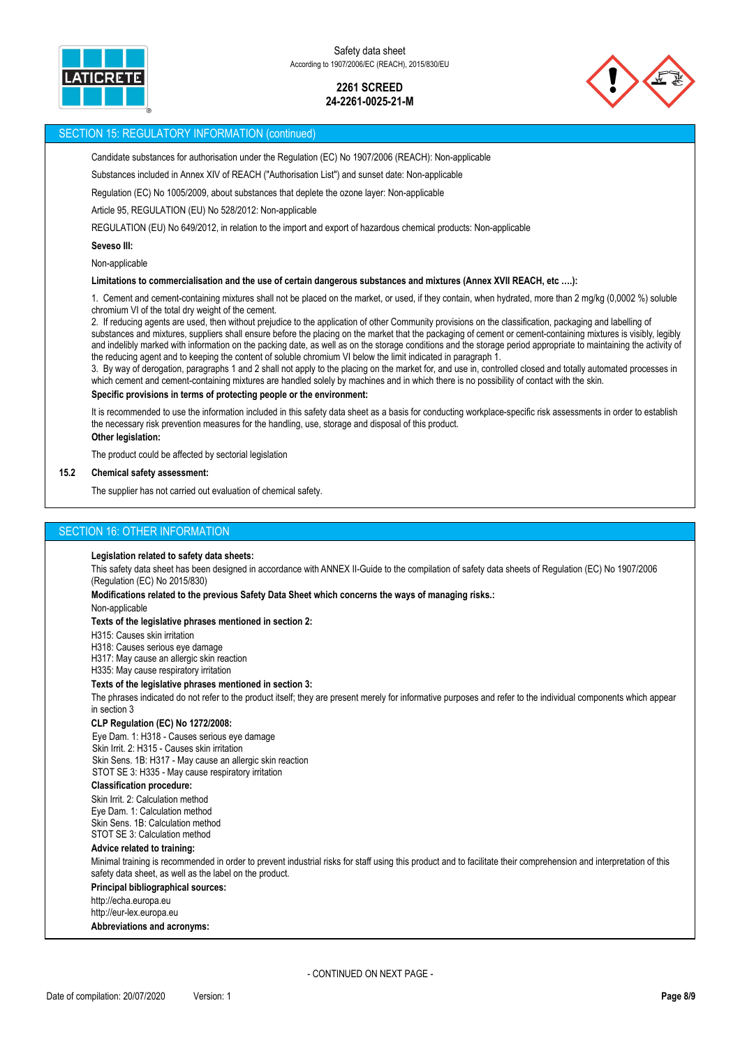## SECTION 15: REGULATORY INFORMATION (continued)

Candidate substances for authorisation under the Regulation (EC) No 1907/2006 (REACH): Non-applicable

Substances included in Annex XIV of REACH ("Authorisation List") and sunset date: Non-applicable

Regulation (EC) No 1005/2009, about substances that deplete the ozone layer: Non-applicable

Article 95, REGULATION (EU) No 528/2012: Non-applicable

REGULATION (EU) No 649/2012, in relation to the import and export of hazardous chemical products: Non-applicable

**Seveso III:**

Non-applicable

**Limitations to commercialisation and the use of certain dangerous substances and mixtures (Annex XVII REACH, etc ….):**

1. Cement and cement-containing mixtures shall not be placed on the market, or used, if they contain, when hydrated, more than 2 mg/kg (0,0002 %) soluble chromium VI of the total dry weight of the cement.
2. If reducing agents are used, then without prejudice to the application of other Community provisions on the classification, packaging and labelling of substances and mixtures, suppliers shall ensure before the placing on the market that the packaging of cement or cement-containing mixtures is visibly, legibly and indelibly marked with information on the packing date, as well as on the storage conditions and the storage period appropriate to maintaining the activity of the reducing agent and to keeping the content of soluble chromium VI below the limit indicated in paragraph 1.
3. By way of derogation, paragraphs 1 and 2 shall not apply to the placing on the market for, and use in, controlled closed and totally automated processes in which cement and cement-containing mixtures are handled solely by machines and in which there is no possibility of contact with the skin.

**Specific provisions in terms of protecting people or the environment:**

It is recommended to use the information included in this safety data sheet as a basis for conducting workplace-specific risk assessments in order to establish the necessary risk prevention measures for the handling, use, storage and disposal of this product.

**Other legislation:**

The product could be affected by sectorial legislation

### 15.2 Chemical safety assessment:

The supplier has not carried out evaluation of chemical safety.

## SECTION 16: OTHER INFORMATION

**Legislation related to safety data sheets:**

This safety data sheet has been designed in accordance with ANNEX II-Guide to the compilation of safety data sheets of Regulation (EC) No 1907/2006 (Regulation (EC) No 2015/830)

**Modifications related to the previous Safety Data Sheet which concerns the ways of managing risks.:**

Non-applicable

**Texts of the legislative phrases mentioned in section 2:**

H315: Causes skin irritation
H318: Causes serious eye damage
H317: May cause an allergic skin reaction
H335: May cause respiratory irritation

**Texts of the legislative phrases mentioned in section 3:**

The phrases indicated do not refer to the product itself; they are present merely for informative purposes and refer to the individual components which appear in section 3

**CLP Regulation (EC) No 1272/2008:**

Eye Dam. 1: H318 - Causes serious eye damage
Skin Irrit. 2: H315 - Causes skin irritation
Skin Sens. 1B: H317 - May cause an allergic skin reaction
STOT SE 3: H335 - May cause respiratory irritation

**Classification procedure:**

Skin Irrit. 2: Calculation method
Eye Dam. 1: Calculation method
Skin Sens. 1B: Calculation method
STOT SE 3: Calculation method

**Advice related to training:**

Minimal training is recommended in order to prevent industrial risks for staff using this product and to facilitate their comprehension and interpretation of this safety data sheet, as well as the label on the product.

**Principal bibliographical sources:**

http://echa.europa.eu
http://eur-lex.europa.eu

**Abbreviations and acronyms:**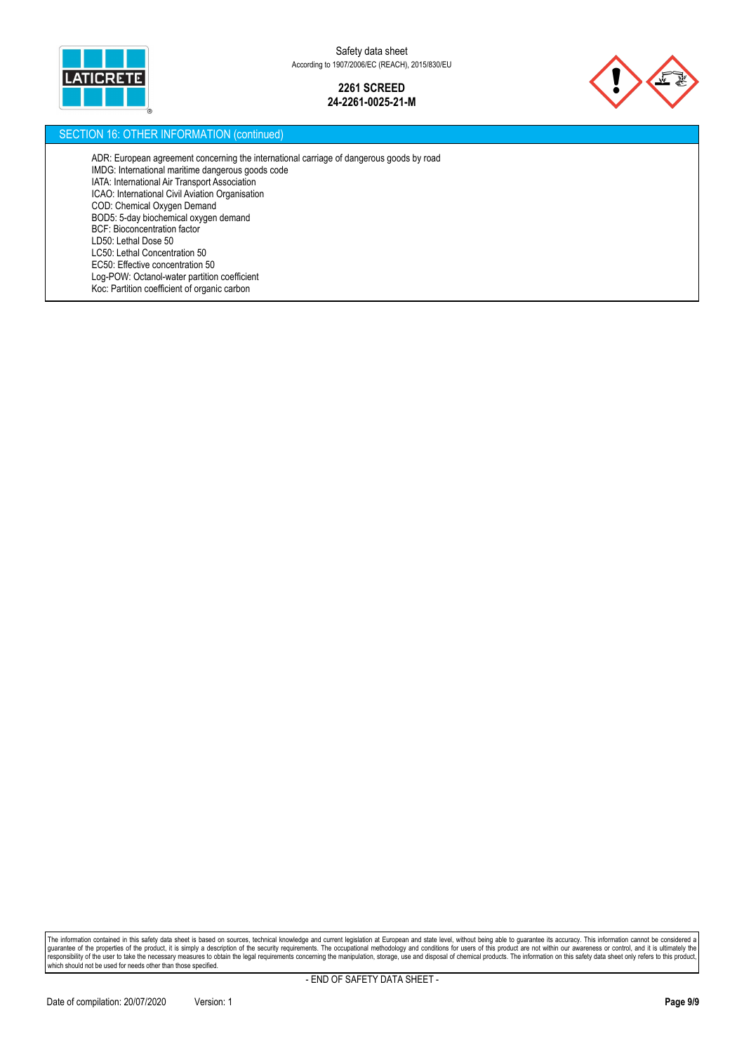## SECTION 16: OTHER INFORMATION (continued)

ADR: European agreement concerning the international carriage of dangerous goods by road
IMDG: International maritime dangerous goods code
IATA: International Air Transport Association
ICAO: International Civil Aviation Organisation
COD: Chemical Oxygen Demand
BOD5: 5-day biochemical oxygen demand
BCF: Bioconcentration factor
LD50: Lethal Dose 50
LC50: Lethal Concentration 50
EC50: Effective concentration 50
Log-POW: Octanol-water partition coefficient
Koc: Partition coefficient of organic carbon

The information contained in this safety data sheet is based on sources, technical knowledge and current legislation at European and state level, without being able to guarantee its accuracy. This information cannot be considered a guarantee of the properties of the product, it is simply a description of the security requirements. The occupational methodology and conditions for users of this product are not within our awareness or control, and it is ultimately the responsibility of the user to take the necessary measures to obtain the legal requirements concerning the manipulation, storage, use and disposal of chemical products. The information on this safety data sheet only refers to this product, which should not be used for needs other than those specified.

- END OF SAFETY DATA SHEET -

Date of compilation: 20/07/2020 Version: 1